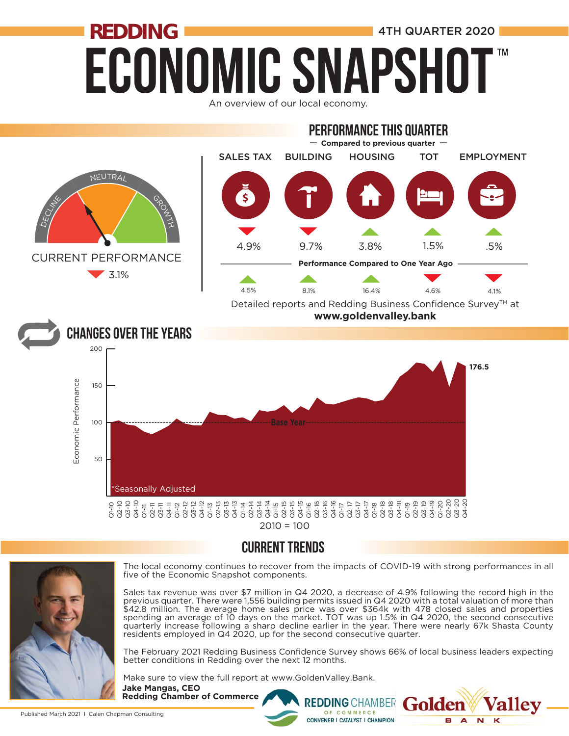# REDDING ECONOMIC SNAPSHOT™

4TH QUARTER 2020

An overview of our local economy.

**CURRENT PERFORMANCE**

▼ 3.1%

## PERFORMANCE THIS QUARTER

**— Compared to previous quarter —**

| | SALES TAX | BUILDING | HOUSING | TOT | EMPLOYMENT |
|---|---|---|---|---|---|
| Compared to previous quarter | ▼ 4.9% | ▼ 9.7% | ▲ 3.8% | ▲ 1.5% | ▲ .5% |
| Performance Compared to One Year Ago | ▲ 4.5% | ▲ 8.1% | ▲ 16.4% | ▼ 4.6% | ▼ 4.1% |

Detailed reports and Redding Business Confidence Survey™ at **www.goldenvalley.bank**

## CHANGES OVER THE YEARS

Economic Performance (Base Year = 100; 2010 = 100). Q4-20: 176.5

*Seasonally Adjusted

## CURRENT TRENDS

The local economy continues to recover from the impacts of COVID-19 with strong performances in all five of the Economic Snapshot components.

Sales tax revenue was over $7 million in Q4 2020, a decrease of 4.9% following the record high in the previous quarter. There were 1,556 building permits issued in Q4 2020 with a total valuation of more than $42.8 million. The average home sales price was over $364k with 478 closed sales and properties spending an average of 10 days on the market. TOT was up 1.5% in Q4 2020, the second consecutive quarterly increase following a sharp decline earlier in the year. There were nearly 67k Shasta County residents employed in Q4 2020, up for the second consecutive quarter.

The February 2021 Redding Business Confidence Survey shows 66% of local business leaders expecting better conditions in Redding over the next 12 months.

Make sure to view the full report at www.GoldenValley.Bank.

**Jake Mangas, CEO**
**Redding Chamber of Commerce**

Published March 2021 | Calen Chapman Consulting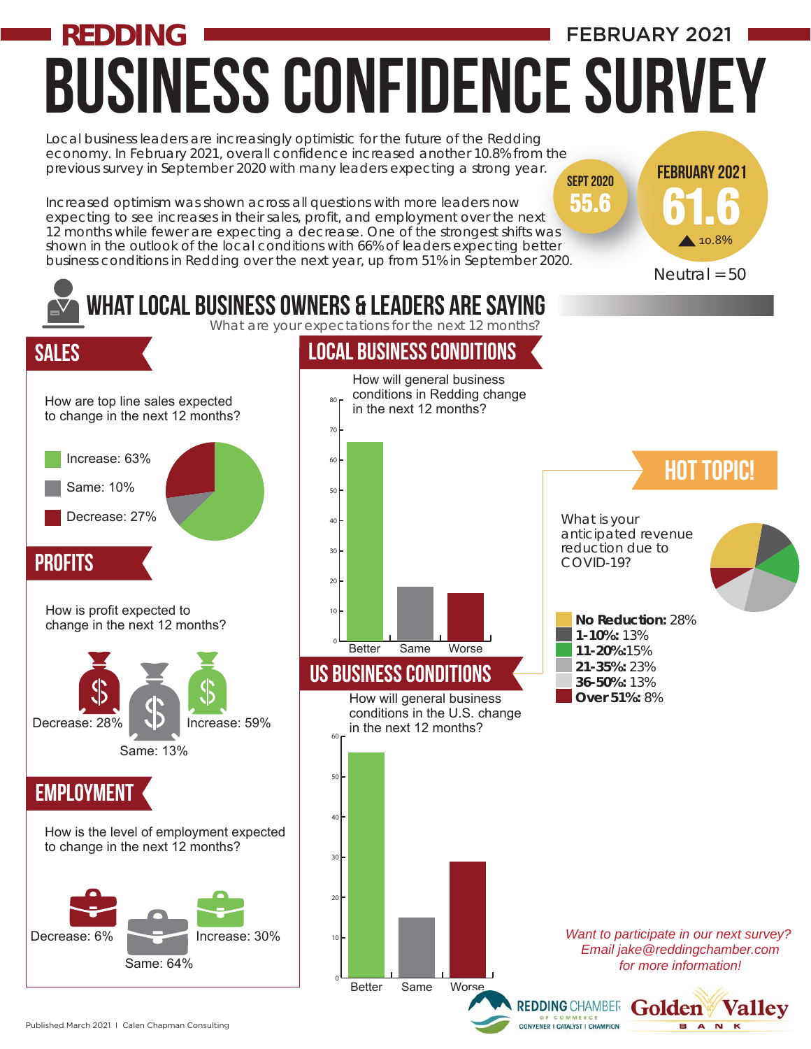# REDDING BUSINESS CONFIDENCE SURVEY

FEBRUARY 2021

Local business leaders are increasingly optimistic for the future of the Redding economy. In February 2021, overall confidence increased another 10.8% from the previous survey in September 2020 with many leaders expecting a strong year.

Increased optimism was shown across all questions with more leaders now expecting to see increases in their sales, profit, and employment over the next 12 months while fewer are expecting a decrease. One of the strongest shifts was shown in the outlook of the local conditions with 66% of leaders expecting better business conditions in Redding over the next year, up from 51% in September 2020.

SEPT 2020: **55.6**

FEBRUARY 2021: **61.6** ▲ 10.8%

Neutral = 50

## WHAT LOCAL BUSINESS OWNERS & LEADERS ARE SAYING

What are your expectations for the next 12 months?

### SALES

How are top line sales expected to change in the next 12 months?

- Increase: 63%
- Same: 10%
- Decrease: 27%

### PROFITS

How is profit expected to change in the next 12 months?

- Decrease: 28%
- Same: 13%
- Increase: 59%

### EMPLOYMENT

How is the level of employment expected to change in the next 12 months?

- Decrease: 6%
- Same: 64%
- Increase: 30%

### LOCAL BUSINESS CONDITIONS

How will general business conditions in Redding change in the next 12 months?

- Better
- Same
- Worse

### US BUSINESS CONDITIONS

How will general business conditions in the U.S. change in the next 12 months?

- Better
- Same
- Worse

### HOT TOPIC!

What is your anticipated revenue reduction due to COVID-19?

- **No Reduction:** 28%
- **1-10%:** 13%
- **11-20%:** 15%
- **21-35%:** 23%
- **36-50%:** 13%
- **Over 51%:** 8%

*Want to participate in our next survey? Email jake@reddingchamber.com for more information!*

REDDING CHAMBER OF COMMERCE — CONVENER | CATALYST | CHAMPION

Golden Valley BANK

Published March 2021 | Calen Chapman Consulting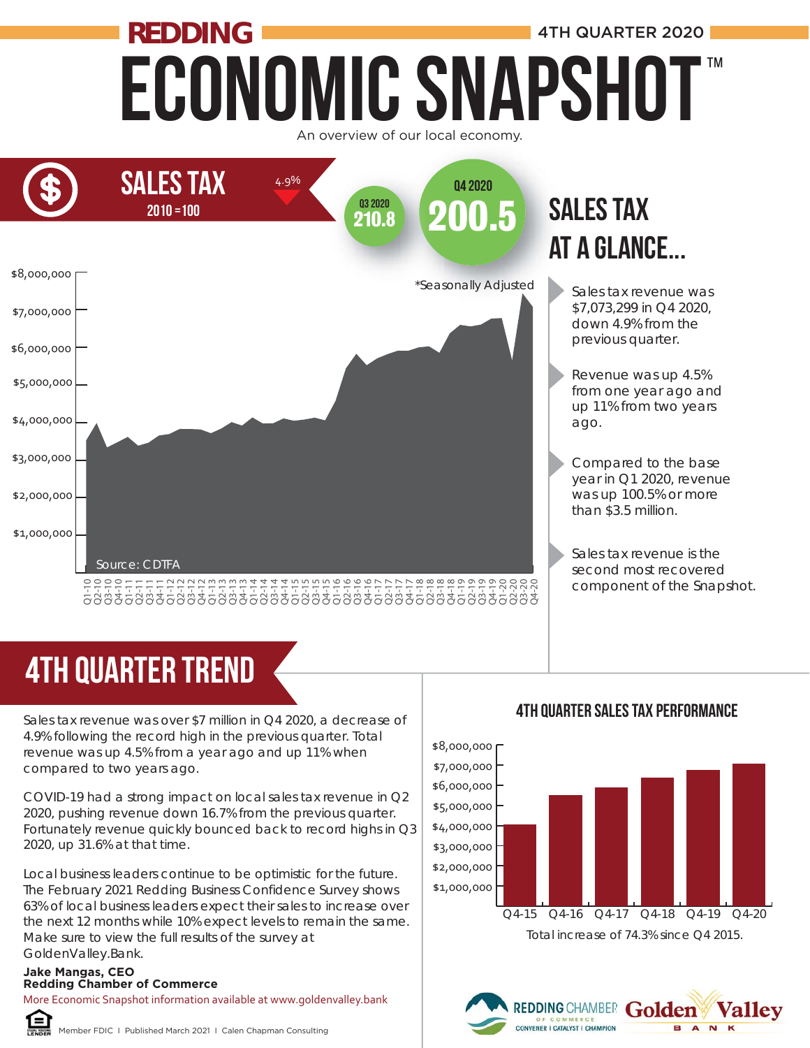# REDDING ECONOMIC SNAPSHOT™

4TH QUARTER 2020

An overview of our local economy.

## SALES TAX

2010 = 100

4.9%

Q3 2020: 210.8

Q4 2020: 200.5

*Seasonally Adjusted

Source: CDTFA

## SALES TAX AT A GLANCE...

- Sales tax revenue was $7,073,299 in Q4 2020, down 4.9% from the previous quarter.
- Revenue was up 4.5% from one year ago and up 11% from two years ago.
- Compared to the base year in Q1 2020, revenue was up 100.5% or more than $3.5 million.
- Sales tax revenue is the second most recovered component of the Snapshot.

## 4TH QUARTER TREND

Sales tax revenue was over $7 million in Q4 2020, a decrease of 4.9% following the record high in the previous quarter. Total revenue was up 4.5% from a year ago and up 11% when compared to two years ago.

COVID-19 had a strong impact on local sales tax revenue in Q2 2020, pushing revenue down 16.7% from the previous quarter. Fortunately revenue quickly bounced back to record highs in Q3 2020, up 31.6% at that time.

Local business leaders continue to be optimistic for the future. The February 2021 Redding Business Confidence Survey shows 63% of local business leaders expect their sales to increase over the next 12 months while 10% expect levels to remain the same. Make sure to view the full results of the survey at GoldenValley.Bank.

**Jake Mangas, CEO**
**Redding Chamber of Commerce**

More Economic Snapshot information available at www.goldenvalley.bank

### 4TH QUARTER SALES TAX PERFORMANCE

Total increase of 74.3% since Q4 2015.

Member FDIC | Published March 2021 | Calen Chapman Consulting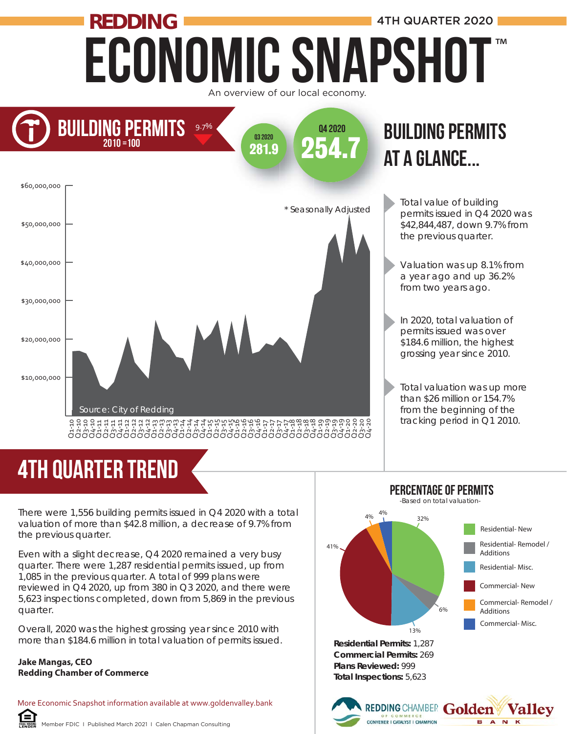# REDDING ECONOMIC SNAPSHOT™

4TH QUARTER 2020

An overview of our local economy.

## BUILDING PERMITS

2010 = 100

9.7%

Q3 2020 **281.9**

Q4 2020 **254.7**

* Seasonally Adjusted

Source: City of Redding

## BUILDING PERMITS AT A GLANCE...

- Total value of building permits issued in Q4 2020 was $42,844,487, down 9.7% from the previous quarter.
- Valuation was up 8.1% from a year ago and up 36.2% from two years ago.
- In 2020, total valuation of permits issued was over $184.6 million, the highest grossing year since 2010.
- Total valuation was up more than $26 million or 154.7% from the beginning of the tracking period in Q1 2010.

## 4TH QUARTER TREND

There were 1,556 building permits issued in Q4 2020 with a total valuation of more than $42.8 million, a decrease of 9.7% from the previous quarter.

Even with a slight decrease, Q4 2020 remained a very busy quarter. There were 1,287 residential permits issued, up from 1,085 in the previous quarter. A total of 999 plans were reviewed in Q4 2020, up from 380 in Q3 2020, and there were 5,623 inspections completed, down from 5,869 in the previous quarter.

Overall, 2020 was the highest grossing year since 2010 with more than $184.6 million in total valuation of permits issued.

**Jake Mangas, CEO**
**Redding Chamber of Commerce**

## PERCENTAGE OF PERMITS

-Based on total valuation-

| Category | Percentage |
|---|---|
| Residential- New | 32% |
| Residential- Remodel / Additions | 6% |
| Residential- Misc. | 13% |
| Commercial- New | 41% |
| Commercial- Remodel / Additions | 4% |
| Commercial- Misc. | 4% |

**Residential Permits:** 1,287
**Commercial Permits:** 269
**Plans Reviewed:** 999
**Total Inspections:** 5,623

More Economic Snapshot information available at www.goldenvalley.bank

Member FDIC | Published March 2021 | Calen Chapman Consulting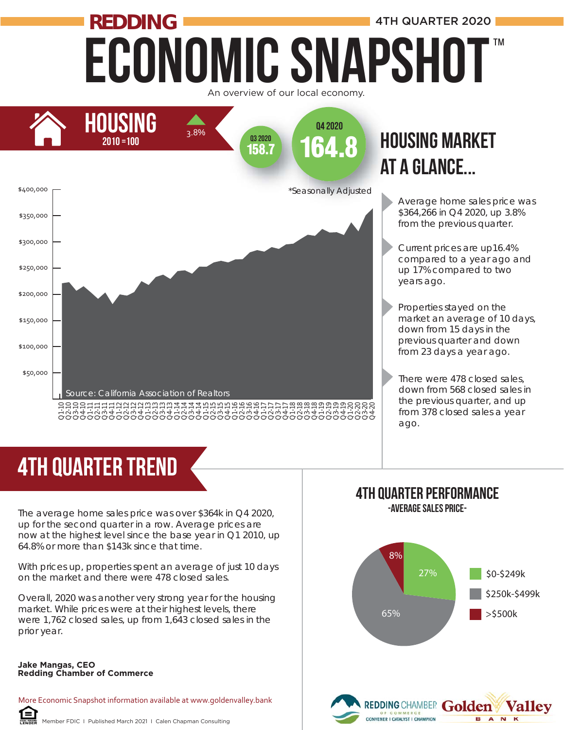# REDDING ECONOMIC SNAPSHOT™

4TH QUARTER 2020

An overview of our local economy.

## HOUSING

2010 = 100

▲ 3.8%

Q3 2020 **158.7**

Q4 2020 **164.8**

*Seasonally Adjusted

Source: California Association of Realtors

## HOUSING MARKET AT A GLANCE...

- Average home sales price was $364,266 in Q4 2020, up 3.8% from the previous quarter.
- Current prices are up 16.4% compared to a year ago and up 17% compared to two years ago.
- Properties stayed on the market an average of 10 days, down from 15 days in the previous quarter and down from 23 days a year ago.
- There were 478 closed sales, down from 568 closed sales in the previous quarter, and up from 378 closed sales a year ago.

## 4TH QUARTER TREND

The average home sales price was over $364k in Q4 2020, up for the second quarter in a row. Average prices are now at the highest level since the base year in Q1 2010, up 64.8% or more than $143k since that time.

With prices up, properties spent an average of just 10 days on the market and there were 478 closed sales.

Overall, 2020 was another very strong year for the housing market. While prices were at their highest levels, there were 1,762 closed sales, up from 1,643 closed sales in the prior year.

**Jake Mangas, CEO**
**Redding Chamber of Commerce**

## 4TH QUARTER PERFORMANCE

-AVERAGE SALES PRICE-

| Price Range | Share |
|---|---|
| $0-$249k | 27% |
| $250k-$499k | 65% |
| >$500k | 8% |

More Economic Snapshot information available at www.goldenvalley.bank

Member FDIC | Published March 2021 | Calen Chapman Consulting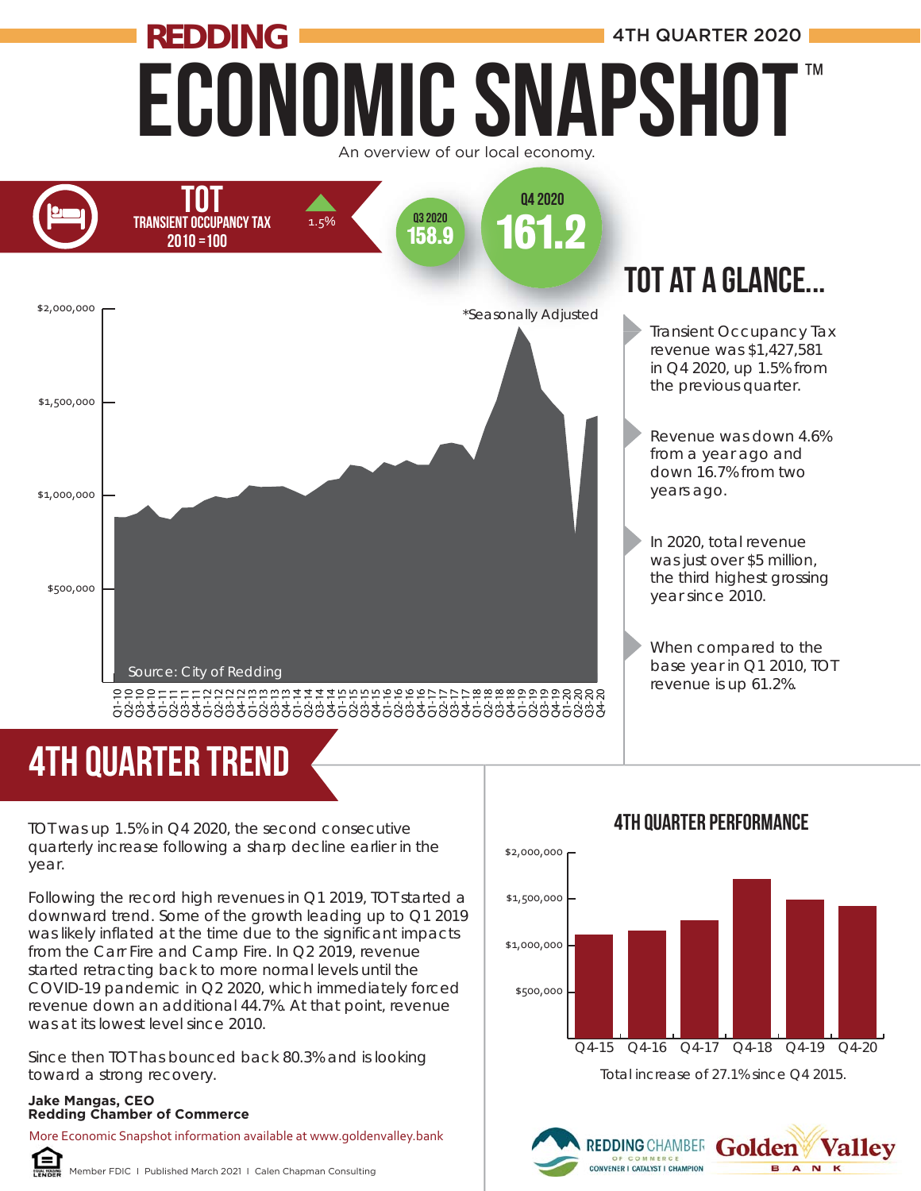# REDDING ECONOMIC SNAPSHOT™

4TH QUARTER 2020

An overview of our local economy.

## TOT

TRANSIENT OCCUPANCY TAX
2010 = 100

▲ 1.5%

Q3 2020: **158.9**

Q4 2020: **161.2**

*Seasonally Adjusted

Source: City of Redding

## TOT AT A GLANCE...

- Transient Occupancy Tax revenue was $1,427,581 in Q4 2020, up 1.5% from the previous quarter.
- Revenue was down 4.6% from a year ago and down 16.7% from two years ago.
- In 2020, total revenue was just over $5 million, the third highest grossing year since 2010.
- When compared to the base year in Q1 2010, TOT revenue is up 61.2%.

## 4TH QUARTER TREND

TOT was up 1.5% in Q4 2020, the second consecutive quarterly increase following a sharp decline earlier in the year.

Following the record high revenues in Q1 2019, TOT started a downward trend. Some of the growth leading up to Q1 2019 was likely inflated at the time due to the significant impacts from the Carr Fire and Camp Fire. In Q2 2019, revenue started retracting back to more normal levels until the COVID-19 pandemic in Q2 2020, which immediately forced revenue down an additional 44.7%. At that point, revenue was at its lowest level since 2010.

Since then TOT has bounced back 80.3% and is looking toward a strong recovery.

**Jake Mangas, CEO**
**Redding Chamber of Commerce**

More Economic Snapshot information available at www.goldenvalley.bank

### 4TH QUARTER PERFORMANCE

Total increase of 27.1% since Q4 2015.

Member FDIC I Published March 2021 I Calen Chapman Consulting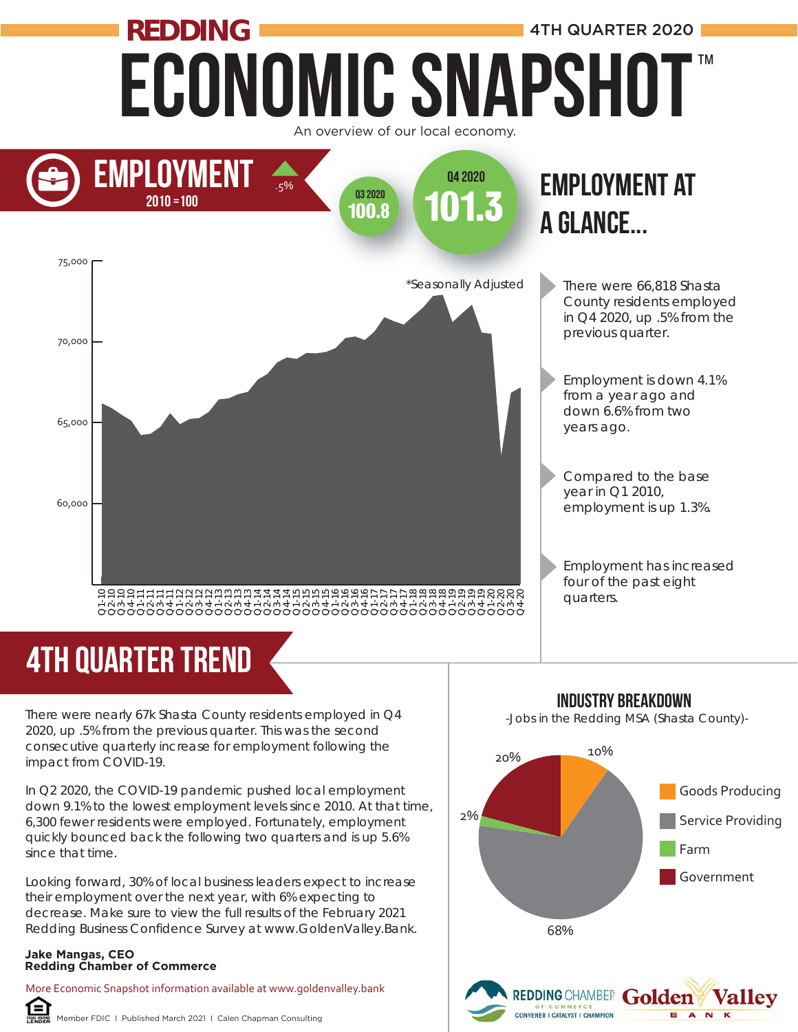# REDDING ECONOMIC SNAPSHOT™

4TH QUARTER 2020

An overview of our local economy.

## EMPLOYMENT

2010 = 100

.5%

Q3 2020
100.8

Q4 2020
101.3

75,000
70,000
65,000
60,000

*Seasonally Adjusted

Q1-10 Q2-10 Q3-10 Q4-10 Q1-11 Q2-11 Q3-11 Q4-11 Q1-12 Q2-12 Q3-12 Q4-12 Q1-13 Q2-13 Q3-13 Q4-13 Q1-14 Q2-14 Q3-14 Q4-14 Q1-15 Q2-15 Q3-15 Q4-15 Q1-16 Q2-16 Q3-16 Q4-16 Q1-17 Q2-17 Q3-17 Q4-17 Q1-18 Q2-18 Q3-18 Q4-18 Q1-19 Q2-19 Q3-19 Q4-19 Q1-20 Q2-20 Q3-20 Q4-20

## EMPLOYMENT AT A GLANCE...

- There were 66,818 Shasta County residents employed in Q4 2020, up .5% from the previous quarter.
- Employment is down 4.1% from a year ago and down 6.6% from two years ago.
- Compared to the base year in Q1 2010, employment is up 1.3%.
- Employment has increased four of the past eight quarters.

## 4TH QUARTER TREND

There were nearly 67k Shasta County residents employed in Q4 2020, up .5% from the previous quarter. This was the second consecutive quarterly increase for employment following the impact from COVID-19.

In Q2 2020, the COVID-19 pandemic pushed local employment down 9.1% to the lowest employment levels since 2010. At that time, 6,300 fewer residents were employed. Fortunately, employment quickly bounced back the following two quarters and is up 5.6% since that time.

Looking forward, 30% of local business leaders expect to increase their employment over the next year, with 6% expecting to decrease. Make sure to view the full results of the February 2021 Redding Business Confidence Survey at www.GoldenValley.Bank.

**Jake Mangas, CEO**
**Redding Chamber of Commerce**

More Economic Snapshot information available at www.goldenvalley.bank

### INDUSTRY BREAKDOWN

-Jobs in the Redding MSA (Shasta County)-

10%
20%
2%
68%

Goods Producing
Service Providing
Farm
Government

REDDING CHAMBER OF COMMERCE
CONVENER | CATALYST | CHAMPION

Golden Valley BANK

Member FDIC | Published March 2021 | Calen Chapman Consulting